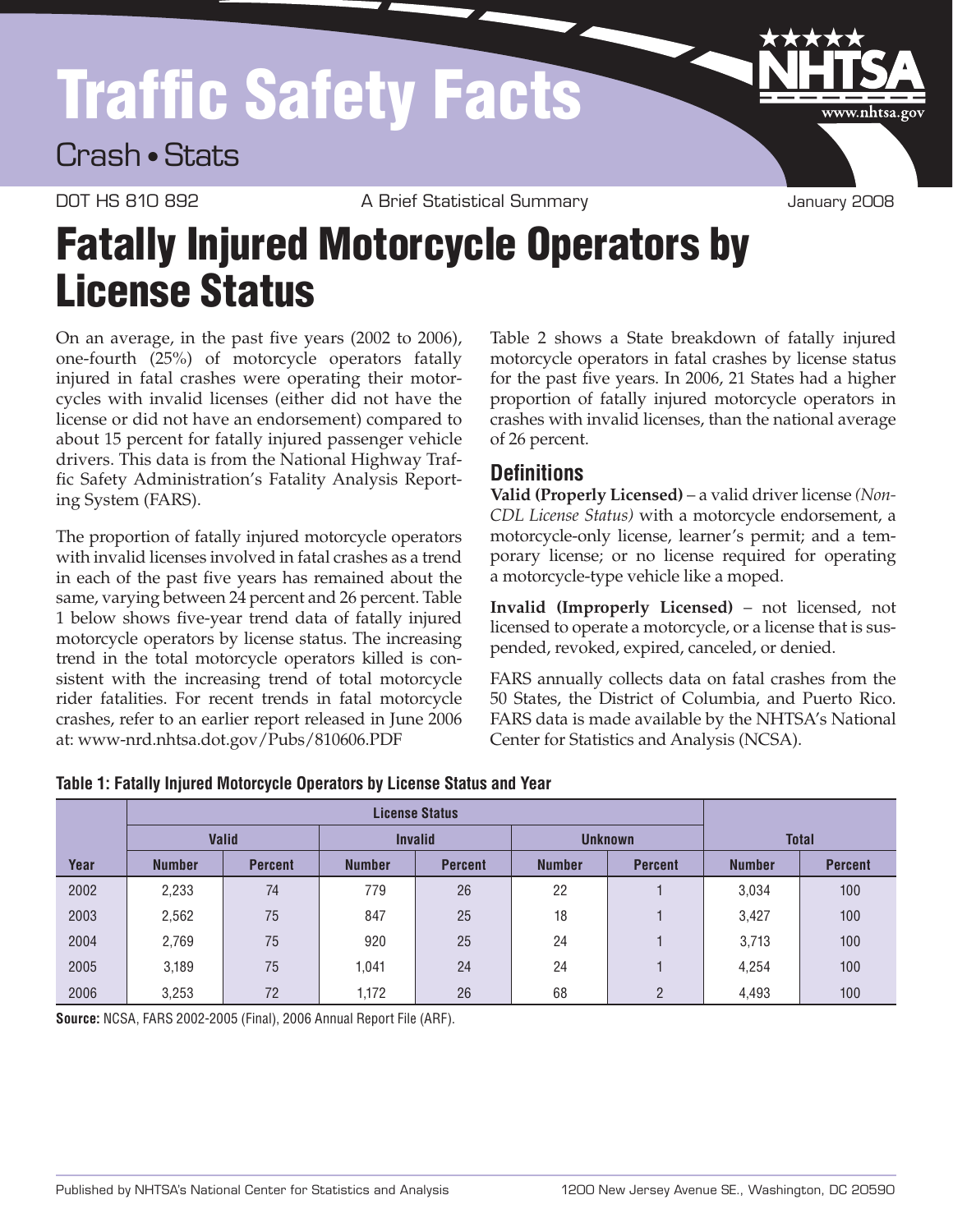# Traffic Safety Facts

Crash • Stats

DOT HS 810 892 A Brief Statistical Summary January 2008

# Fatally Injured Motorcycle Operators by License Status

On an average, in the past five years (2002 to 2006), one-fourth (25%) of motorcycle operators fatally injured in fatal crashes were operating their motorcycles with invalid licenses (either did not have the license or did not have an endorsement) compared to about 15 percent for fatally injured passenger vehicle drivers. This data is from the National Highway Traffic Safety Administration's Fatality Analysis Reporting System (FARS).

The proportion of fatally injured motorcycle operators with invalid licenses involved in fatal crashes as a trend in each of the past five years has remained about the same, varying between 24 percent and 26 percent. Table 1 below shows five-year trend data of fatally injured motorcycle operators by license status. The increasing trend in the total motorcycle operators killed is consistent with the increasing trend of total motorcycle rider fatalities. For recent trends in fatal motorcycle crashes, refer to an earlier report released in June 2006 at: www-nrd.nhtsa.dot.gov/Pubs/810606.PDF

Table 2 shows a State breakdown of fatally injured motorcycle operators in fatal crashes by license status for the past five years. In 2006, 21 States had a higher proportion of fatally injured motorcycle operators in crashes with invalid licenses, than the national average of 26 percent.

## Definitions

**Valid (Properly Licensed)** – a valid driver license *(Non-CDL License Status)* with a motorcycle endorsement, a motorcycle-only license, learner's permit; and a temporary license; or no license required for operating a motorcycle-type vehicle like a moped.

**Invalid (Improperly Licensed)** – not licensed, not licensed to operate a motorcycle, or a license that is suspended, revoked, expired, canceled, or denied.

FARS annually collects data on fatal crashes from the 50 States, the District of Columbia, and Puerto Rico. FARS data is made available by the NHTSA's National Center for Statistics and Analysis (NCSA).

**Table 1: Fatally Injured Motorcycle Operators by License Status and Year**

| | License Status | | | | | | | |
|---|---|---|---|---|---|---|---|---|
| | Valid | | Invalid | | Unknown | | Total | |
| Year | Number | Percent | Number | Percent | Number | Percent | Number | Percent |
| 2002 | 2,233 | 74 | 779 | 26 | 22 | 1 | 3,034 | 100 |
| 2003 | 2,562 | 75 | 847 | 25 | 18 | 1 | 3,427 | 100 |
| 2004 | 2,769 | 75 | 920 | 25 | 24 | 1 | 3,713 | 100 |
| 2005 | 3,189 | 75 | 1,041 | 24 | 24 | 1 | 4,254 | 100 |
| 2006 | 3,253 | 72 | 1,172 | 26 | 68 | 2 | 4,493 | 100 |

**Source:** NCSA, FARS 2002-2005 (Final), 2006 Annual Report File (ARF).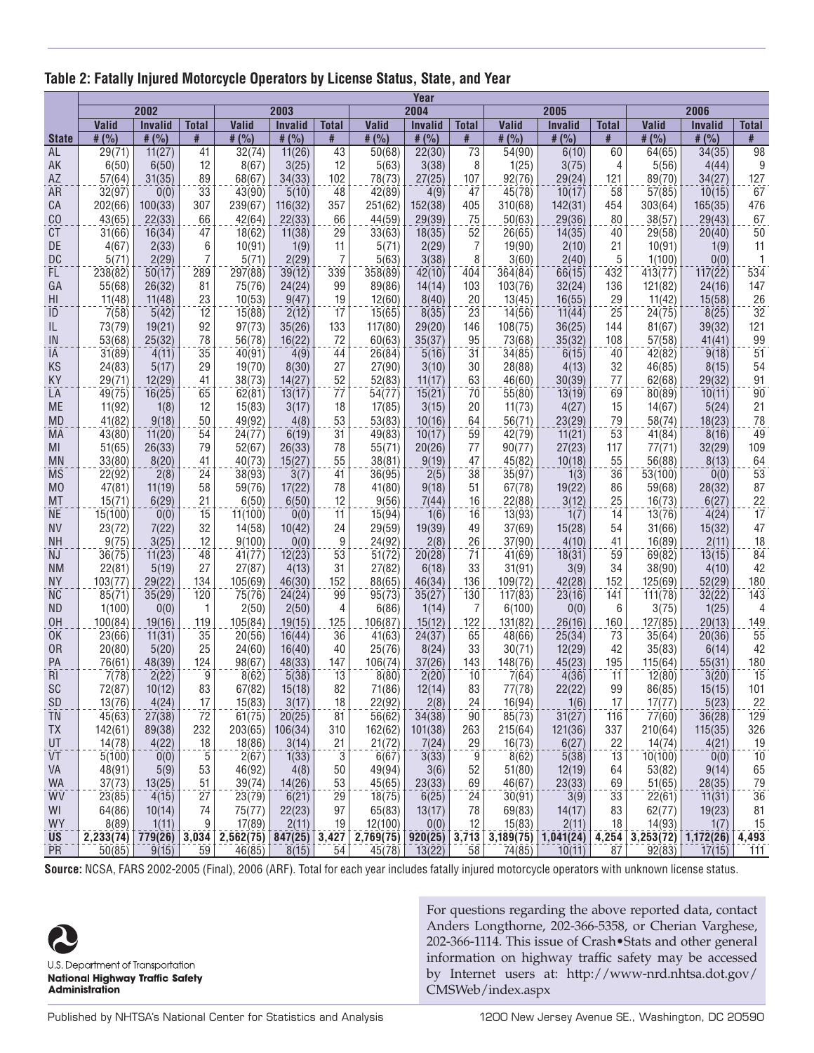## Table 2: Fatally Injured Motorcycle Operators by License Status, State, and Year

| | Year | | | | | | | | | | | | | | |
|---|---|---|---|---|---|---|---|---|---|---|---|---|---|---|---|
| | 2002 | | | 2003 | | | 2004 | | | 2005 | | | 2006 | | |
| | Valid | Invalid | Total | Valid | Invalid | Total | Valid | Invalid | Total | Valid | Invalid | Total | Valid | Invalid | Total |
| State | # (%) | # (%) | # | # (%) | # (%) | # | # (%) | # (%) | # | # (%) | # (%) | # | # (%) | # (%) | # |
| AL | 29(71) | 11(27) | 41 | 32(74) | 11(26) | 43 | 50(68) | 22(30) | 73 | 54(90) | 6(10) | 60 | 64(65) | 34(35) | 98 |
| AK | 6(50) | 6(50) | 12 | 8(67) | 3(25) | 12 | 5(63) | 3(38) | 8 | 1(25) | 3(75) | 4 | 5(56) | 4(44) | 9 |
| AZ | 57(64) | 31(35) | 89 | 68(67) | 34(33) | 102 | 78(73) | 27(25) | 107 | 92(76) | 29(24) | 121 | 89(70) | 34(27) | 127 |
| AR | 32(97) | 0(0) | 33 | 43(90) | 5(10) | 48 | 42(89) | 4(9) | 47 | 45(78) | 10(17) | 58 | 57(85) | 10(15) | 67 |
| CA | 202(66) | 100(33) | 307 | 239(67) | 116(32) | 357 | 251(62) | 152(38) | 405 | 310(68) | 142(31) | 454 | 303(64) | 165(35) | 476 |
| CO | 43(65) | 22(33) | 66 | 42(64) | 22(33) | 66 | 44(59) | 29(39) | 75 | 50(63) | 29(36) | 80 | 38(57) | 29(43) | 67 |
| CT | 31(66) | 16(34) | 47 | 18(62) | 11(38) | 29 | 33(63) | 18(35) | 52 | 26(65) | 14(35) | 40 | 29(58) | 20(40) | 50 |
| DE | 4(67) | 2(33) | 6 | 10(91) | 1(9) | 11 | 5(71) | 2(29) | 7 | 19(90) | 2(10) | 21 | 10(91) | 1(9) | 11 |
| DC | 5(71) | 2(29) | 7 | 5(71) | 2(29) | 7 | 5(63) | 3(38) | 8 | 3(60) | 2(40) | 5 | 1(100) | 0(0) | 1 |
| FL | 238(82) | 50(17) | 289 | 297(88) | 39(12) | 339 | 358(89) | 42(10) | 404 | 364(84) | 66(15) | 432 | 413(77) | 117(22) | 534 |
| GA | 55(68) | 26(32) | 81 | 75(76) | 24(24) | 99 | 89(86) | 14(14) | 103 | 103(76) | 32(24) | 136 | 121(82) | 24(16) | 147 |
| HI | 11(48) | 11(48) | 23 | 10(53) | 9(47) | 19 | 12(60) | 8(40) | 20 | 13(45) | 16(55) | 29 | 11(42) | 15(58) | 26 |
| ID | 7(58) | 5(42) | 12 | 15(88) | 2(12) | 17 | 15(65) | 8(35) | 23 | 14(56) | 11(44) | 25 | 24(75) | 8(25) | 32 |
| IL | 73(79) | 19(21) | 92 | 97(73) | 35(26) | 133 | 117(80) | 29(20) | 146 | 108(75) | 36(25) | 144 | 81(67) | 39(32) | 121 |
| IN | 53(68) | 25(32) | 78 | 56(78) | 16(22) | 72 | 60(63) | 35(37) | 95 | 73(68) | 35(32) | 108 | 57(58) | 41(41) | 99 |
| IA | 31(89) | 4(11) | 35 | 40(91) | 4(9) | 44 | 26(84) | 5(16) | 31 | 34(85) | 6(15) | 40 | 42(82) | 9(18) | 51 |
| KS | 24(83) | 5(17) | 29 | 19(70) | 8(30) | 27 | 27(90) | 3(10) | 30 | 28(88) | 4(13) | 32 | 46(85) | 8(15) | 54 |
| KY | 29(71) | 12(29) | 41 | 38(73) | 14(27) | 52 | 52(83) | 11(17) | 63 | 46(60) | 30(39) | 77 | 62(68) | 29(32) | 91 |
| LA | 49(75) | 16(25) | 65 | 62(81) | 13(17) | 77 | 54(77) | 15(21) | 70 | 55(80) | 13(19) | 69 | 80(89) | 10(11) | 90 |
| ME | 11(92) | 1(8) | 12 | 15(83) | 3(17) | 18 | 17(85) | 3(15) | 20 | 11(73) | 4(27) | 15 | 14(67) | 5(24) | 21 |
| MD | 41(82) | 9(18) | 50 | 49(92) | 4(8) | 53 | 53(83) | 10(16) | 64 | 56(71) | 23(29) | 79 | 58(74) | 18(23) | 78 |
| MA | 43(80) | 11(20) | 54 | 24(77) | 6(19) | 31 | 49(83) | 10(17) | 59 | 42(79) | 11(21) | 53 | 41(84) | 8(16) | 49 |
| MI | 51(65) | 26(33) | 79 | 52(67) | 26(33) | 78 | 55(71) | 20(26) | 77 | 90(77) | 27(23) | 117 | 77(71) | 32(29) | 109 |
| MN | 33(80) | 8(20) | 41 | 40(73) | 15(27) | 55 | 38(81) | 9(19) | 47 | 45(82) | 10(18) | 55 | 56(88) | 8(13) | 64 |
| MS | 22(92) | 2(8) | 24 | 38(93) | 3(7) | 41 | 36(95) | 2(5) | 38 | 35(97) | 1(3) | 36 | 53(100) | 0(0) | 53 |
| MO | 47(81) | 11(19) | 58 | 59(76) | 17(22) | 78 | 41(80) | 9(18) | 51 | 67(78) | 19(22) | 86 | 59(68) | 28(32) | 87 |
| MT | 15(71) | 6(29) | 21 | 6(50) | 6(50) | 12 | 9(56) | 7(44) | 16 | 22(88) | 3(12) | 25 | 16(73) | 6(27) | 22 |
| NE | 15(100) | 0(0) | 15 | 11(100) | 0(0) | 11 | 15(94) | 1(6) | 16 | 13(93) | 1(7) | 14 | 13(76) | 4(24) | 17 |
| NV | 23(72) | 7(22) | 32 | 14(58) | 10(42) | 24 | 29(59) | 19(39) | 49 | 37(69) | 15(28) | 54 | 31(66) | 15(32) | 47 |
| NH | 9(75) | 3(25) | 12 | 9(100) | 0(0) | 9 | 24(92) | 2(8) | 26 | 37(90) | 4(10) | 41 | 16(89) | 2(11) | 18 |
| NJ | 36(75) | 11(23) | 48 | 41(77) | 12(23) | 53 | 51(72) | 20(28) | 71 | 41(69) | 18(31) | 59 | 69(82) | 13(15) | 84 |
| NM | 22(81) | 5(19) | 27 | 27(87) | 4(13) | 31 | 27(82) | 6(18) | 33 | 31(91) | 3(9) | 34 | 38(90) | 4(10) | 42 |
| NY | 103(77) | 29(22) | 134 | 105(69) | 46(30) | 152 | 88(65) | 46(34) | 136 | 109(72) | 42(28) | 152 | 125(69) | 52(29) | 180 |
| NC | 85(71) | 35(29) | 120 | 75(76) | 24(24) | 99 | 95(73) | 35(27) | 130 | 117(83) | 23(16) | 141 | 111(78) | 32(22) | 143 |
| ND | 1(100) | 0(0) | 1 | 2(50) | 2(50) | 4 | 6(86) | 1(14) | 7 | 6(100) | 0(0) | 6 | 3(75) | 1(25) | 4 |
| OH | 100(84) | 19(16) | 119 | 105(84) | 19(15) | 125 | 106(87) | 15(12) | 122 | 131(82) | 26(16) | 160 | 127(85) | 20(13) | 149 |
| OK | 23(66) | 11(31) | 35 | 20(56) | 16(44) | 36 | 41(63) | 24(37) | 65 | 48(66) | 25(34) | 73 | 35(64) | 20(36) | 55 |
| OR | 20(80) | 5(20) | 25 | 24(60) | 16(40) | 40 | 25(76) | 8(24) | 33 | 30(71) | 12(29) | 42 | 35(83) | 6(14) | 42 |
| PA | 76(61) | 48(39) | 124 | 98(67) | 48(33) | 147 | 106(74) | 37(26) | 143 | 148(76) | 45(23) | 195 | 115(64) | 55(31) | 180 |
| RI | 7(78) | 2(22) | 9 | 8(62) | 5(38) | 13 | 8(80) | 2(20) | 10 | 7(64) | 4(36) | 11 | 12(80) | 3(20) | 15 |
| SC | 72(87) | 10(12) | 83 | 67(82) | 15(18) | 82 | 71(86) | 12(14) | 83 | 77(78) | 22(22) | 99 | 86(85) | 15(15) | 101 |
| SD | 13(76) | 4(24) | 17 | 15(83) | 3(17) | 18 | 22(92) | 2(8) | 24 | 16(94) | 1(6) | 17 | 17(77) | 5(23) | 22 |
| TN | 45(63) | 27(38) | 72 | 61(75) | 20(25) | 81 | 56(62) | 34(38) | 90 | 85(73) | 31(27) | 116 | 77(60) | 36(28) | 129 |
| TX | 142(61) | 89(38) | 232 | 203(65) | 106(34) | 310 | 162(62) | 101(38) | 263 | 215(64) | 121(36) | 337 | 210(64) | 115(35) | 326 |
| UT | 14(78) | 4(22) | 18 | 18(86) | 3(14) | 21 | 21(72) | 7(24) | 29 | 16(73) | 6(27) | 22 | 14(74) | 4(21) | 19 |
| VT | 5(100) | 0(0) | 5 | 2(67) | 1(33) | 3 | 6(67) | 3(33) | 9 | 8(62) | 5(38) | 13 | 10(100) | 0(0) | 10 |
| VA | 48(91) | 5(9) | 53 | 46(92) | 4(8) | 50 | 49(94) | 3(6) | 52 | 51(80) | 12(19) | 64 | 53(82) | 9(14) | 65 |
| WA | 37(73) | 13(25) | 51 | 39(74) | 14(26) | 53 | 45(65) | 23(33) | 69 | 46(67) | 23(33) | 69 | 51(65) | 28(35) | 79 |
| WV | 23(85) | 4(15) | 27 | 23(79) | 6(21) | 29 | 18(75) | 6(25) | 24 | 30(91) | 3(9) | 33 | 22(61) | 11(31) | 36 |
| WI | 64(86) | 10(14) | 74 | 75(77) | 22(23) | 97 | 65(83) | 13(17) | 78 | 69(83) | 14(17) | 83 | 62(77) | 19(23) | 81 |
| WY | 8(89) | 1(11) | 9 | 17(89) | 2(11) | 19 | 12(100) | 0(0) | 12 | 15(83) | 2(11) | 18 | 14(93) | 1(7) | 15 |
| **US** | **2,233(74)** | **779(26)** | **3,034** | **2,562(75)** | **847(25)** | **3,427** | **2,769(75)** | **920(25)** | **3,713** | **3,189(75)** | **1,041(24)** | **4,254** | **3,253(72)** | **1,172(26)** | **4,493** |
| PR | 50(85) | 9(15) | 59 | 46(85) | 8(15) | 54 | 45(78) | 13(22) | 58 | 74(85) | 10(11) | 87 | 92(83) | 17(15) | 111 |

**Source:** NCSA, FARS 2002-2005 (Final), 2006 (ARF). Total for each year includes fatally injured motorcycle operators with unknown license status.

U.S. Department of Transportation
**National Highway Traffic Safety Administration**

For questions regarding the above reported data, contact Anders Longthorne, 202-366-5358, or Cherian Varghese, 202-366-1114. This issue of Crash•Stats and other general information on highway traffic safety may be accessed by Internet users at: http://www-nrd.nhtsa.dot.gov/CMSWeb/index.aspx

Published by NHTSA's National Center for Statistics and Analysis     1200 New Jersey Avenue SE., Washington, DC 20590